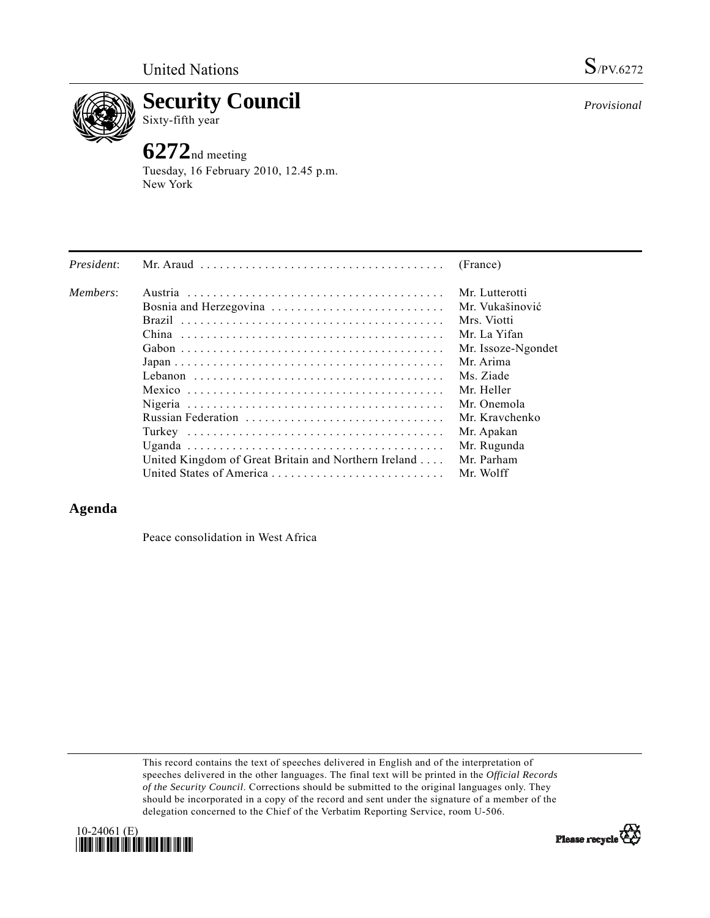United Nations

S/PV.6272

# Security Council

Sixty-fifth year

*Provisional*

## 6272nd meeting

Tuesday, 16 February 2010, 12.45 p.m.
New York

| | | |
|---|---|---|
| *President*: | Mr. Araud | (France) |
| *Members*: | Austria | Mr. Lutterotti |
| | Bosnia and Herzegovina | Mr. Vukašinović |
| | Brazil | Mrs. Viotti |
| | China | Mr. La Yifan |
| | Gabon | Mr. Issoze-Ngondet |
| | Japan | Mr. Arima |
| | Lebanon | Ms. Ziade |
| | Mexico | Mr. Heller |
| | Nigeria | Mr. Onemola |
| | Russian Federation | Mr. Kravchenko |
| | Turkey | Mr. Apakan |
| | Uganda | Mr. Rugunda |
| | United Kingdom of Great Britain and Northern Ireland | Mr. Parham |
| | United States of America | Mr. Wolff |

## Agenda

Peace consolidation in West Africa

This record contains the text of speeches delivered in English and of the interpretation of speeches delivered in the other languages. The final text will be printed in the *Official Records of the Security Council*. Corrections should be submitted to the original languages only. They should be incorporated in a copy of the record and sent under the signature of a member of the delegation concerned to the Chief of the Verbatim Reporting Service, room U-506.

10-24061 (E)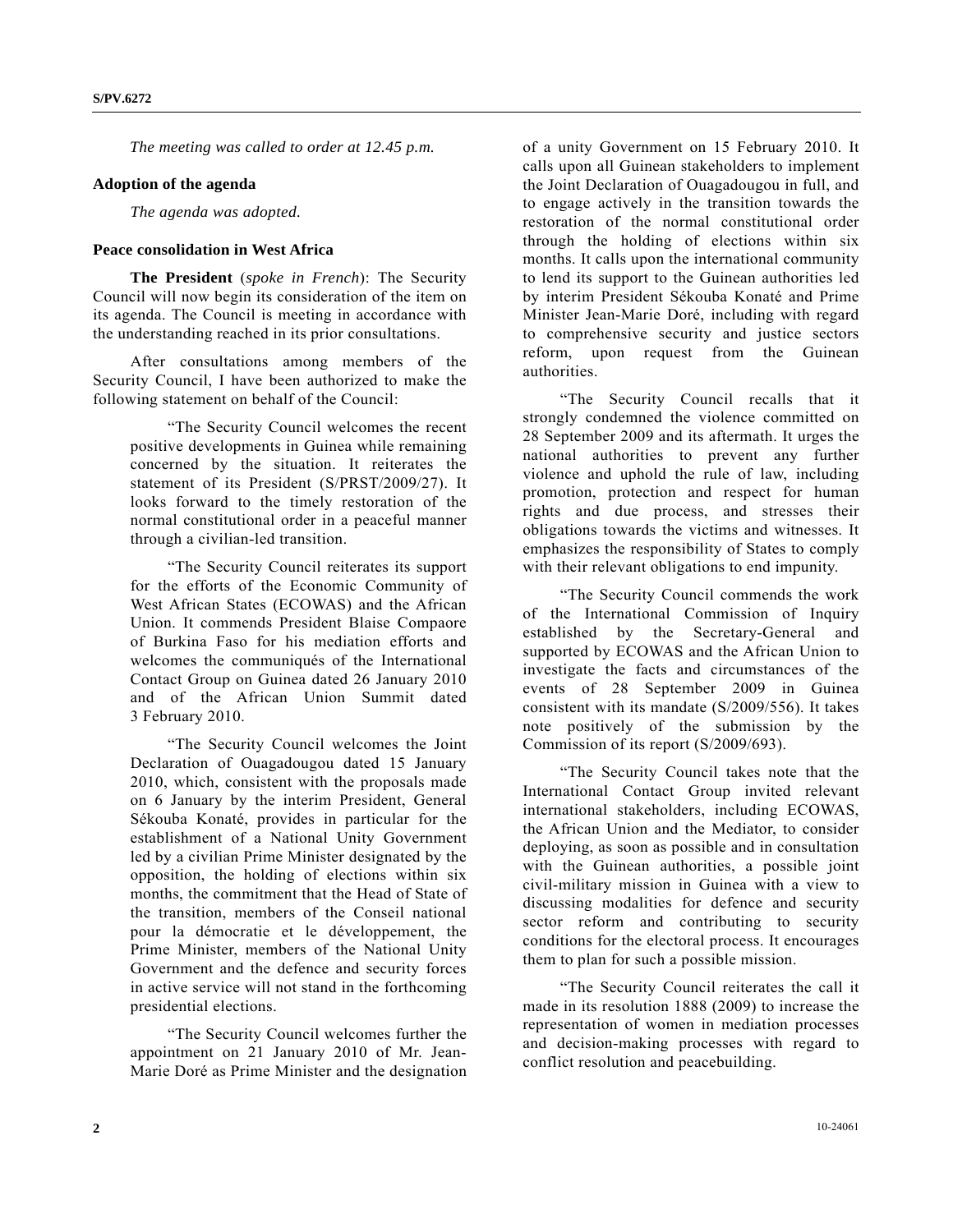*The meeting was called to order at 12.45 p.m.*

**Adoption of the agenda**

*The agenda was adopted.*

**Peace consolidation in West Africa**

**The President** (*spoke in French*): The Security Council will now begin its consideration of the item on its agenda. The Council is meeting in accordance with the understanding reached in its prior consultations.

After consultations among members of the Security Council, I have been authorized to make the following statement on behalf of the Council:

> "The Security Council welcomes the recent positive developments in Guinea while remaining concerned by the situation. It reiterates the statement of its President (S/PRST/2009/27). It looks forward to the timely restoration of the normal constitutional order in a peaceful manner through a civilian-led transition.
>
> "The Security Council reiterates its support for the efforts of the Economic Community of West African States (ECOWAS) and the African Union. It commends President Blaise Compaore of Burkina Faso for his mediation efforts and welcomes the communiqués of the International Contact Group on Guinea dated 26 January 2010 and of the African Union Summit dated 3 February 2010.
>
> "The Security Council welcomes the Joint Declaration of Ouagadougou dated 15 January 2010, which, consistent with the proposals made on 6 January by the interim President, General Sékouba Konaté, provides in particular for the establishment of a National Unity Government led by a civilian Prime Minister designated by the opposition, the holding of elections within six months, the commitment that the Head of State of the transition, members of the Conseil national pour la démocratie et le développement, the Prime Minister, members of the National Unity Government and the defence and security forces in active service will not stand in the forthcoming presidential elections.
>
> "The Security Council welcomes further the appointment on 21 January 2010 of Mr. Jean-Marie Doré as Prime Minister and the designation of a unity Government on 15 February 2010. It calls upon all Guinean stakeholders to implement the Joint Declaration of Ouagadougou in full, and to engage actively in the transition towards the restoration of the normal constitutional order through the holding of elections within six months. It calls upon the international community to lend its support to the Guinean authorities led by interim President Sékouba Konaté and Prime Minister Jean-Marie Doré, including with regard to comprehensive security and justice sectors reform, upon request from the Guinean authorities.
>
> "The Security Council recalls that it strongly condemned the violence committed on 28 September 2009 and its aftermath. It urges the national authorities to prevent any further violence and uphold the rule of law, including promotion, protection and respect for human rights and due process, and stresses their obligations towards the victims and witnesses. It emphasizes the responsibility of States to comply with their relevant obligations to end impunity.
>
> "The Security Council commends the work of the International Commission of Inquiry established by the Secretary-General and supported by ECOWAS and the African Union to investigate the facts and circumstances of the events of 28 September 2009 in Guinea consistent with its mandate (S/2009/556). It takes note positively of the submission by the Commission of its report (S/2009/693).
>
> "The Security Council takes note that the International Contact Group invited relevant international stakeholders, including ECOWAS, the African Union and the Mediator, to consider deploying, as soon as possible and in consultation with the Guinean authorities, a possible joint civil-military mission in Guinea with a view to discussing modalities for defence and security sector reform and contributing to security conditions for the electoral process. It encourages them to plan for such a possible mission.
>
> "The Security Council reiterates the call it made in its resolution 1888 (2009) to increase the representation of women in mediation processes and decision-making processes with regard to conflict resolution and peacebuilding.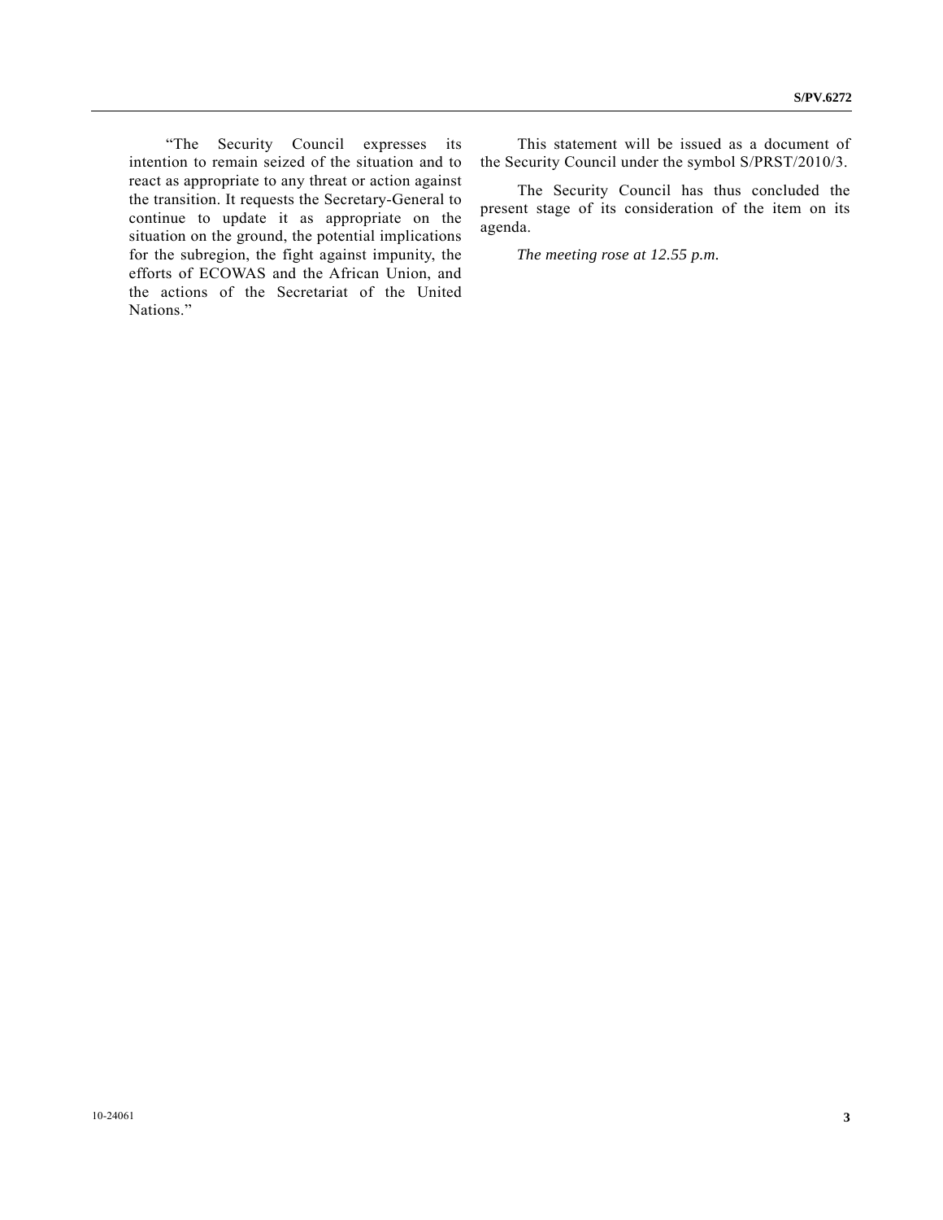"The Security Council expresses its intention to remain seized of the situation and to react as appropriate to any threat or action against the transition. It requests the Secretary-General to continue to update it as appropriate on the situation on the ground, the potential implications for the subregion, the fight against impunity, the efforts of ECOWAS and the African Union, and the actions of the Secretariat of the United Nations."

This statement will be issued as a document of the Security Council under the symbol S/PRST/2010/3.

The Security Council has thus concluded the present stage of its consideration of the item on its agenda.

*The meeting rose at 12.55 p.m.*